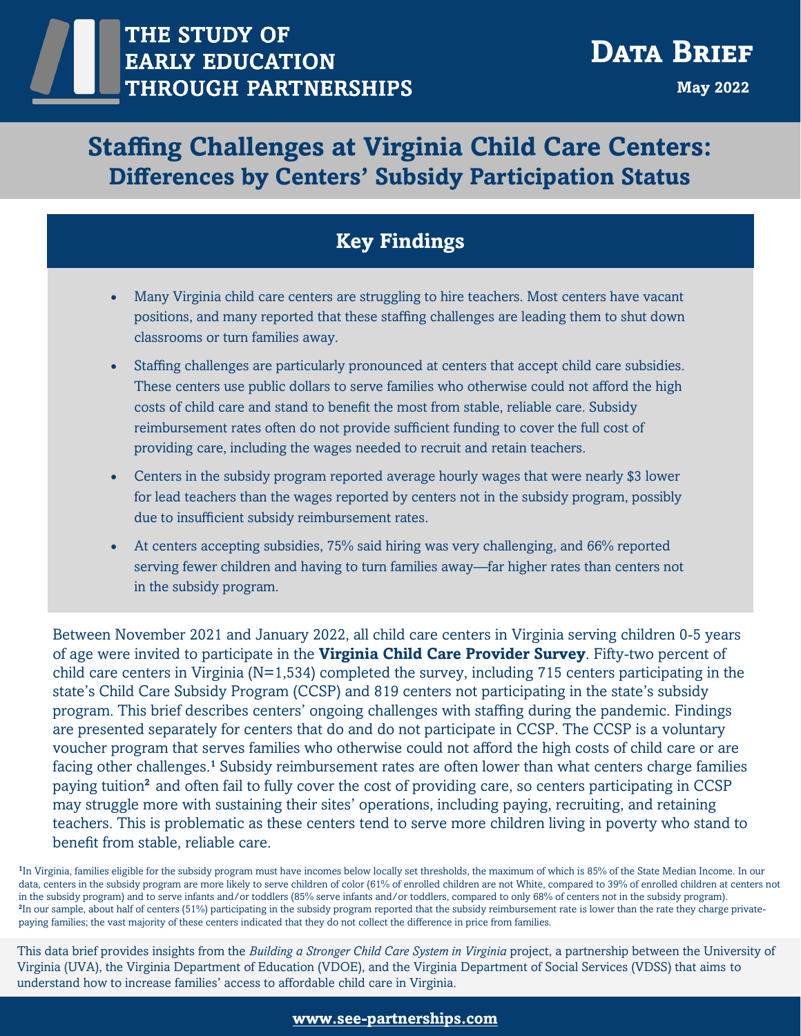# THE STUDY OF EARLY EDUCATION THROUGH PARTNERSHIPS

**Data Brief**

**May 2022**

# Staffing Challenges at Virginia Child Care Centers: Differences by Centers' Subsidy Participation Status

## Key Findings

- Many Virginia child care centers are struggling to hire teachers. Most centers have vacant positions, and many reported that these staffing challenges are leading them to shut down classrooms or turn families away.
- Staffing challenges are particularly pronounced at centers that accept child care subsidies. These centers use public dollars to serve families who otherwise could not afford the high costs of child care and stand to benefit the most from stable, reliable care. Subsidy reimbursement rates often do not provide sufficient funding to cover the full cost of providing care, including the wages needed to recruit and retain teachers.
- Centers in the subsidy program reported average hourly wages that were nearly $3 lower for lead teachers than the wages reported by centers not in the subsidy program, possibly due to insufficient subsidy reimbursement rates.
- At centers accepting subsidies, 75% said hiring was very challenging, and 66% reported serving fewer children and having to turn families away—far higher rates than centers not in the subsidy program.

Between November 2021 and January 2022, all child care centers in Virginia serving children 0-5 years of age were invited to participate in the **Virginia Child Care Provider Survey**. Fifty-two percent of child care centers in Virginia (N=1,534) completed the survey, including 715 centers participating in the state's Child Care Subsidy Program (CCSP) and 819 centers not participating in the state's subsidy program. This brief describes centers' ongoing challenges with staffing during the pandemic. Findings are presented separately for centers that do and do not participate in CCSP. The CCSP is a voluntary voucher program that serves families who otherwise could not afford the high costs of child care or are facing other challenges.[1] Subsidy reimbursement rates are often lower than what centers charge families paying tuition[2] and often fail to fully cover the cost of providing care, so centers participating in CCSP may struggle more with sustaining their sites' operations, including paying, recruiting, and retaining teachers. This is problematic as these centers tend to serve more children living in poverty who stand to benefit from stable, reliable care.

[1] In Virginia, families eligible for the subsidy program must have incomes below locally set thresholds, the maximum of which is 85% of the State Median Income. In our data, centers in the subsidy program are more likely to serve children of color (61% of enrolled children are not White, compared to 39% of enrolled children at centers not in the subsidy program) and to serve infants and/or toddlers (85% serve infants and/or toddlers, compared to only 68% of centers not in the subsidy program).
[2] In our sample, about half of centers (51%) participating in the subsidy program reported that the subsidy reimbursement rate is lower than the rate they charge private-paying families; the vast majority of these centers indicated that they do not collect the difference in price from families.

This data brief provides insights from the *Building a Stronger Child Care System in Virginia* project, a partnership between the University of Virginia (UVA), the Virginia Department of Education (VDOE), and the Virginia Department of Social Services (VDSS) that aims to understand how to increase families' access to affordable child care in Virginia.

**www.see-partnerships.com**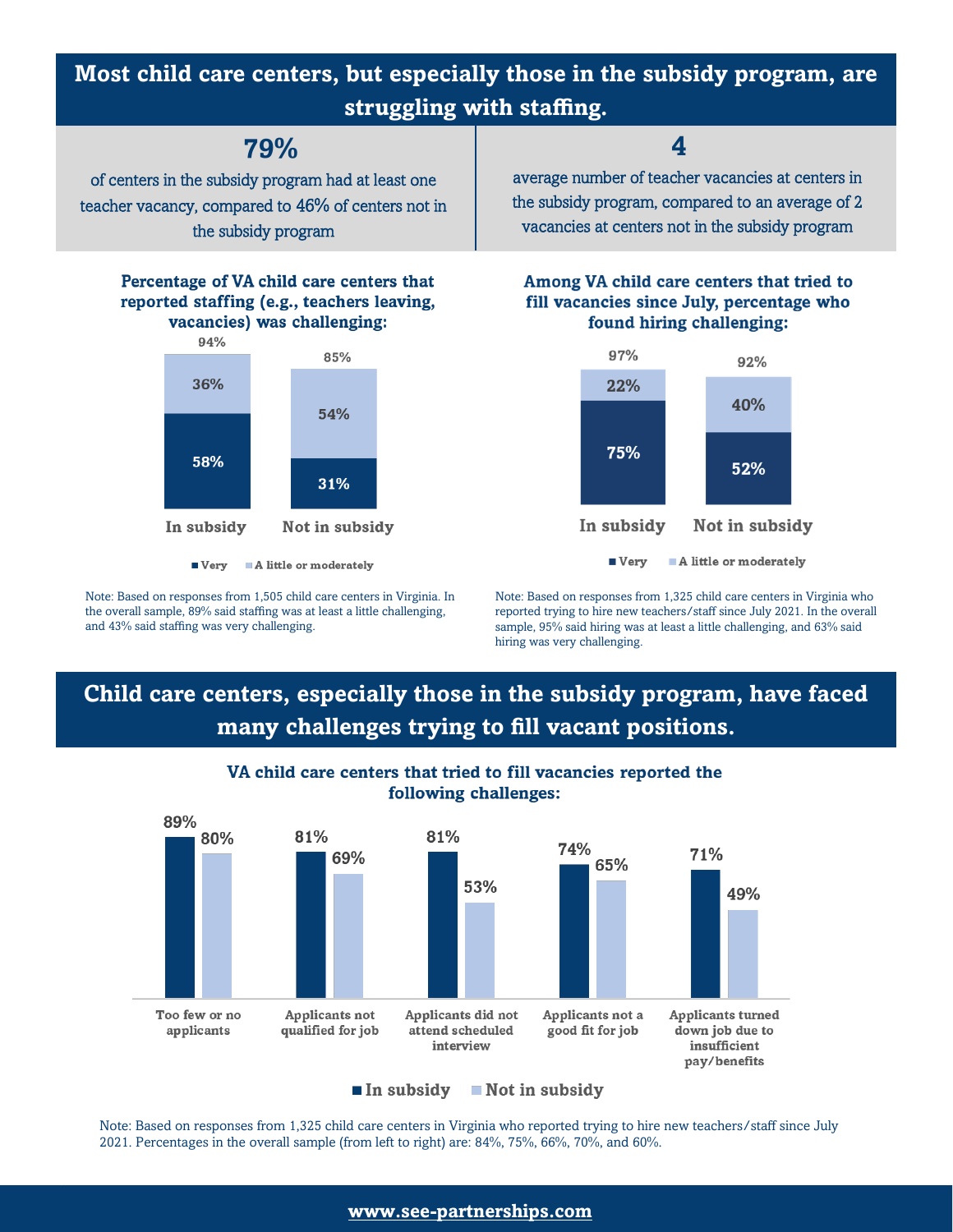## Most child care centers, but especially those in the subsidy program, are struggling with staffing.

**79%**

of centers in the subsidy program had at least one teacher vacancy, compared to 46% of centers not in the subsidy program

**4**

average number of teacher vacancies at centers in the subsidy program, compared to an average of 2 vacancies at centers not in the subsidy program

**Percentage of VA child care centers that reported staffing (e.g., teachers leaving, vacancies) was challenging:**

| | Very | A little or moderately | Total |
|---|---|---|---|
| In subsidy | 58% | 36% | 94% |
| Not in subsidy | 31% | 54% | 85% |

Note: Based on responses from 1,505 child care centers in Virginia. In the overall sample, 89% said staffing was at least a little challenging, and 43% said staffing was very challenging.

**Among VA child care centers that tried to fill vacancies since July, percentage who found hiring challenging:**

| | Very | A little or moderately | Total |
|---|---|---|---|
| In subsidy | 75% | 22% | 97% |
| Not in subsidy | 52% | 40% | 92% |

Note: Based on responses from 1,325 child care centers in Virginia who reported trying to hire new teachers/staff since July 2021. In the overall sample, 95% said hiring was at least a little challenging, and 63% said hiring was very challenging.

## Child care centers, especially those in the subsidy program, have faced many challenges trying to fill vacant positions.

**VA child care centers that tried to fill vacancies reported the following challenges:**

| Challenge | In subsidy | Not in subsidy |
|---|---|---|
| Too few or no applicants | 89% | 80% |
| Applicants not qualified for job | 81% | 69% |
| Applicants did not attend scheduled interview | 81% | 53% |
| Applicants not a good fit for job | 74% | 65% |
| Applicants turned down job due to insufficient pay/benefits | 71% | 49% |

Note: Based on responses from 1,325 child care centers in Virginia who reported trying to hire new teachers/staff since July 2021. Percentages in the overall sample (from left to right) are: 84%, 75%, 66%, 70%, and 60%.

www.see-partnerships.com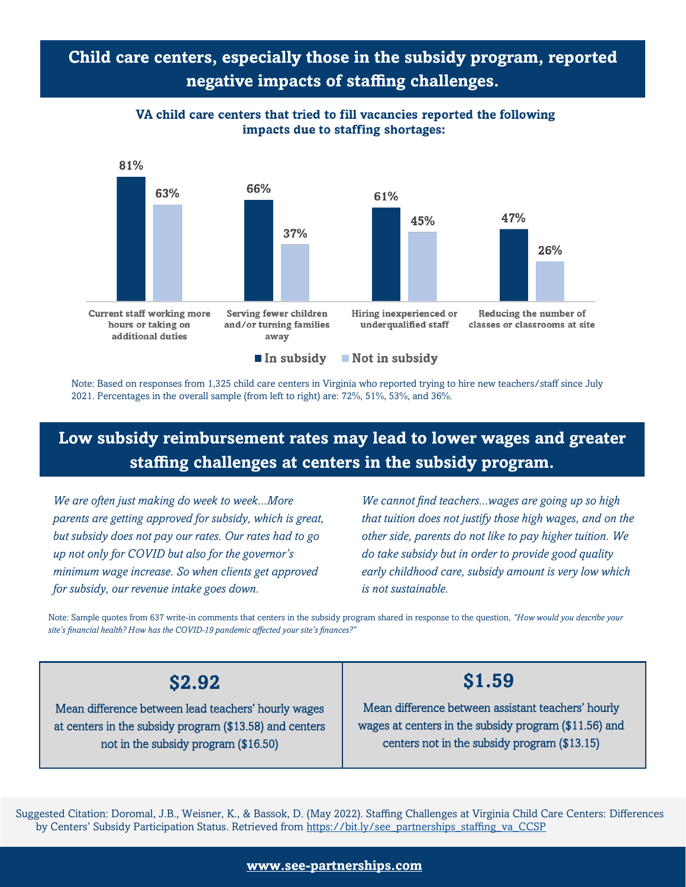## Child care centers, especially those in the subsidy program, reported negative impacts of staffing challenges.

**VA child care centers that tried to fill vacancies reported the following impacts due to staffing shortages:**

81%
63%
66%
37%
61%
45%
47%
26%

Current staff working more hours or taking on additional duties

Serving fewer children and/or turning families away

Hiring inexperienced or underqualified staff

Reducing the number of classes or classrooms at site

In subsidy
Not in subsidy

Note: Based on responses from 1,325 child care centers in Virginia who reported trying to hire new teachers/staff since July 2021. Percentages in the overall sample (from left to right) are: 72%, 51%, 53%, and 36%.

## Low subsidy reimbursement rates may lead to lower wages and greater staffing challenges at centers in the subsidy program.

*We are often just making do week to week...More parents are getting approved for subsidy, which is great, but subsidy does not pay our rates. Our rates had to go up not only for COVID but also for the governor's minimum wage increase. So when clients get approved for subsidy, our revenue intake goes down.*

*We cannot find teachers...wages are going up so high that tuition does not justify those high wages, and on the other side, parents do not like to pay higher tuition. We do take subsidy but in order to provide good quality early childhood care, subsidy amount is very low which is not sustainable.*

Note: Sample quotes from 637 write-in comments that centers in the subsidy program shared in response to the question, *"How would you describe your site's financial health? How has the COVID-19 pandemic affected your site's finances?"*

**$2.92**

Mean difference between lead teachers' hourly wages at centers in the subsidy program ($13.58) and centers not in the subsidy program ($16.50)

**$1.59**

Mean difference between assistant teachers' hourly wages at centers in the subsidy program ($11.56) and centers not in the subsidy program ($13.15)

Suggested Citation: Doromal, J.B., Weisner, K., & Bassok, D. (May 2022). Staffing Challenges at Virginia Child Care Centers: Differences by Centers' Subsidy Participation Status. Retrieved from https://bit.ly/see_partnerships_staffing_va_CCSP

www.see-partnerships.com